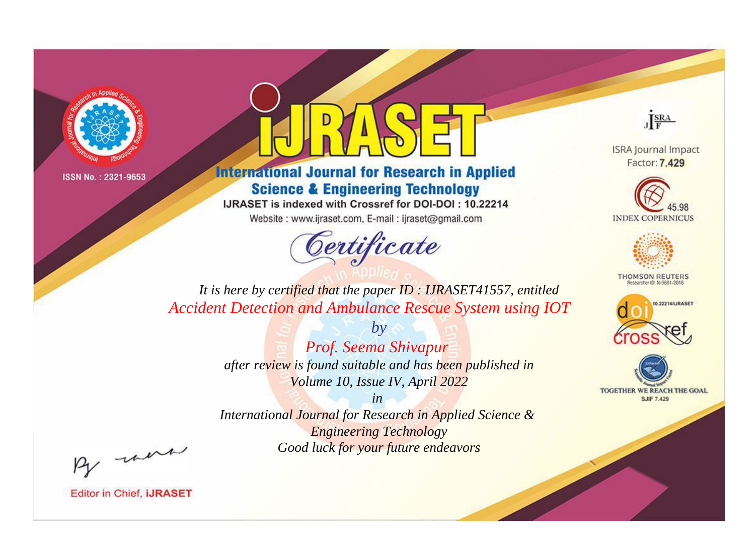ISSN No. : 2321-9653

# IJRASET

## International Journal for Research in Applied Science & Engineering Technology

IJRASET is indexed with Crossref for DOI-DOI : 10.22214

Website : www.ijraset.com, E-mail : ijraset@gmail.com

## Certificate

*It is here by certified that the paper ID : IJRASET41557, entitled*

*Accident Detection and Ambulance Rescue System using IOT*

*by*

*Prof. Seema Shivapur*

*after review is found suitable and has been published in*

*Volume 10, Issue IV, April 2022*

*in*

*International Journal for Research in Applied Science & Engineering Technology*

*Good luck for your future endeavors*

ISRA Journal Impact Factor: **7.429**

45.98 INDEX COPERNICUS

THOMSON REUTERS Researcher ID: N-9681-2016

10.22214/IJRASET

TOGETHER WE REACH THE GOAL SJIF 7.429

Editor in Chief, **IJRASET**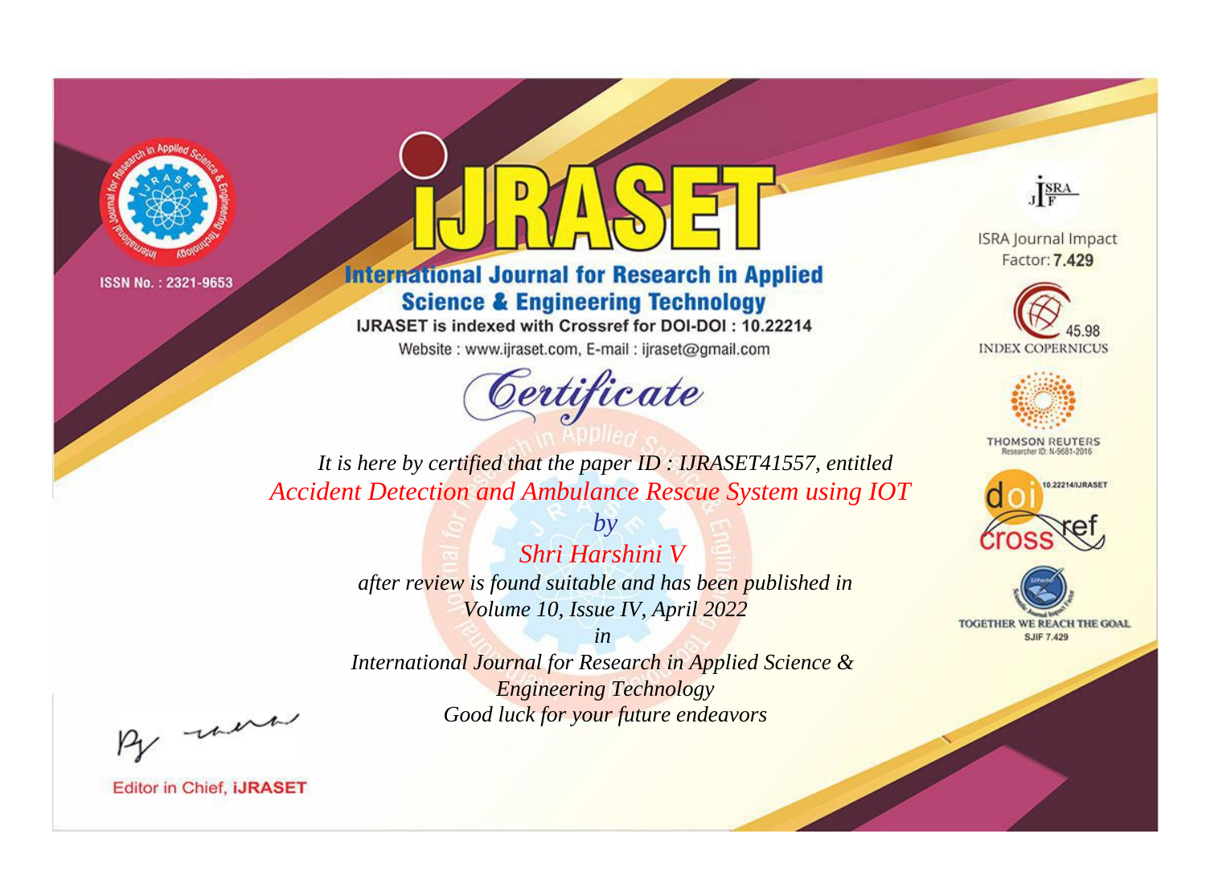ISSN No. : 2321-9653

# IJRASET

## International Journal for Research in Applied Science & Engineering Technology

IJRASET is indexed with Crossref for DOI-DOI : 10.22214

Website : www.ijraset.com, E-mail : ijraset@gmail.com

## Certificate

*It is here by certified that the paper ID : IJRASET41557, entitled*

*Accident Detection and Ambulance Rescue System using IOT*

*by*

*Shri Harshini V*

*after review is found suitable and has been published in*

*Volume 10, Issue IV, April 2022*

*in*

*International Journal for Research in Applied Science & Engineering Technology*

*Good luck for your future endeavors*

ISRA Journal Impact Factor: **7.429**

45.98 INDEX COPERNICUS

THOMSON REUTERS Researcher ID: N-9681-2016

10.22214/IJRASET

crossref

TOGETHER WE REACH THE GOAL SJIF 7.429

Editor in Chief, **iJRASET**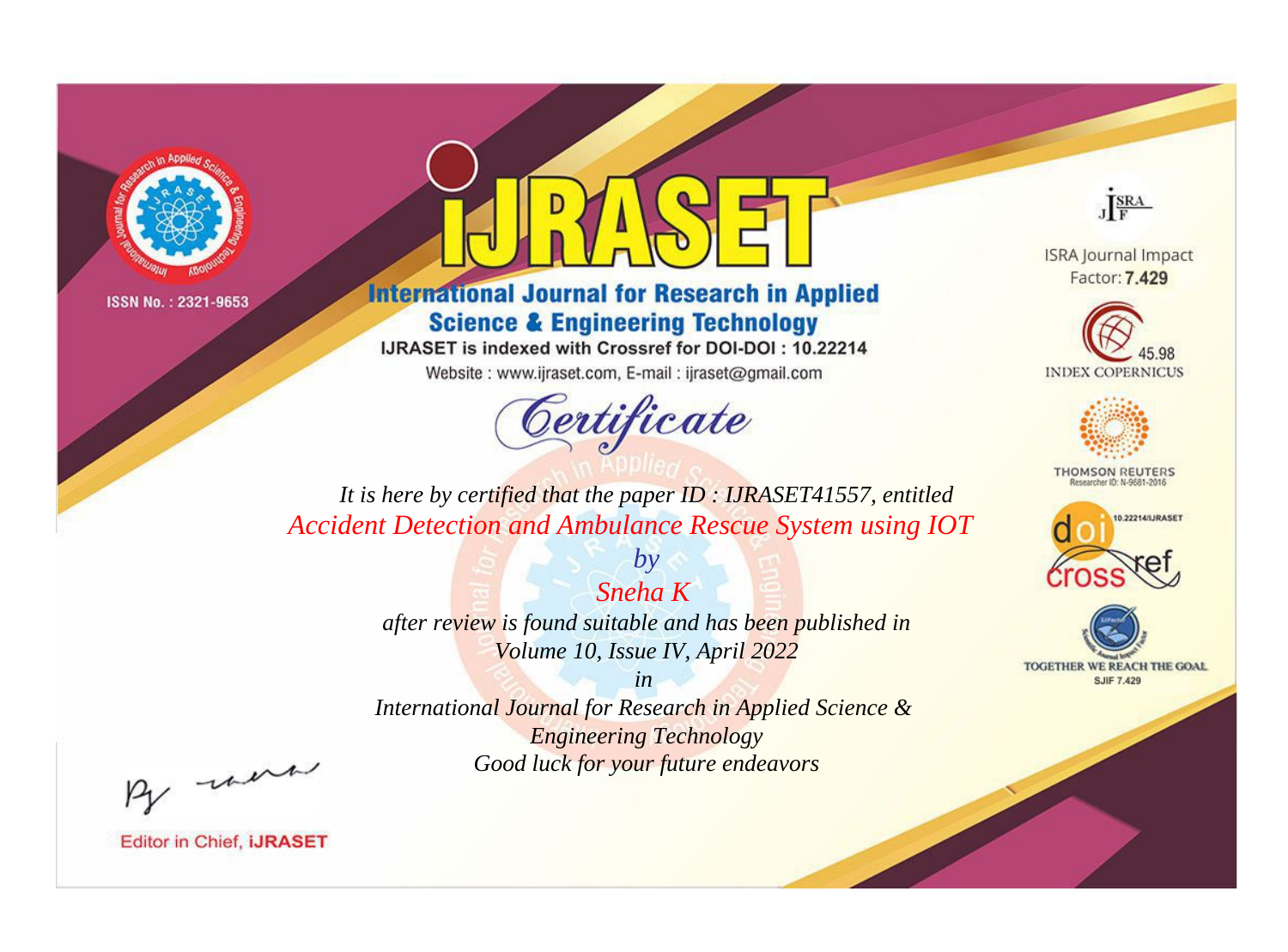ISSN No. : 2321-9653

# IJRASET

## International Journal for Research in Applied Science & Engineering Technology

IJRASET is indexed with Crossref for DOI-DOI : 10.22214

Website : www.ijraset.com, E-mail : ijraset@gmail.com

*Certificate*

*It is here by certified that the paper ID : IJRASET41557, entitled*

*Accident Detection and Ambulance Rescue System using IOT*

*by*

*Sneha K*

*after review is found suitable and has been published in*

*Volume 10, Issue IV, April 2022*

*in*

*International Journal for Research in Applied Science & Engineering Technology*

*Good luck for your future endeavors*

ISRA Journal Impact Factor: **7.429**

INDEX COPERNICUS 45.98

THOMSON REUTERS Researcher ID: N-9681-2016

10.22214/IJRASET

TOGETHER WE REACH THE GOAL SJIF 7.429

Editor in Chief, **iJRASET**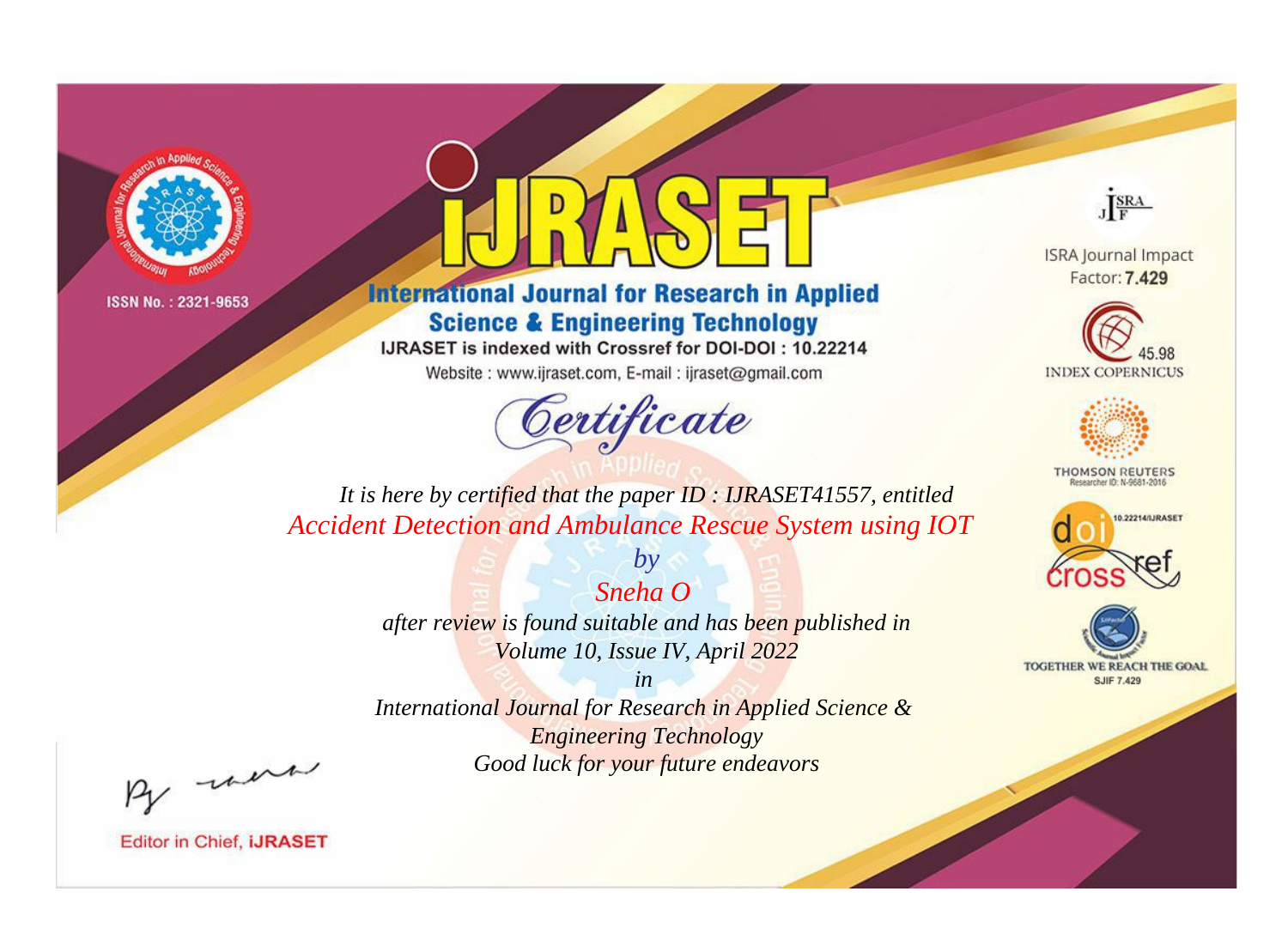ISSN No. : 2321-9653

# IJRASET

## International Journal for Research in Applied Science & Engineering Technology

IJRASET is indexed with Crossref for DOI-DOI : 10.22214

Website : www.ijraset.com, E-mail : ijraset@gmail.com

## Certificate

*It is here by certified that the paper ID : IJRASET41557, entitled*

*Accident Detection and Ambulance Rescue System using IOT*

*by*

*Sneha O*

*after review is found suitable and has been published in*

*Volume 10, Issue IV, April 2022*

*in*

*International Journal for Research in Applied Science & Engineering Technology*

*Good luck for your future endeavors*

ISRA Journal Impact Factor: **7.429**

45.98 INDEX COPERNICUS

THOMSON REUTERS Researcher ID: N-9681-2016

10.22214/IJRASET

TOGETHER WE REACH THE GOAL SJIF 7.429

Editor in Chief, **iJRASET**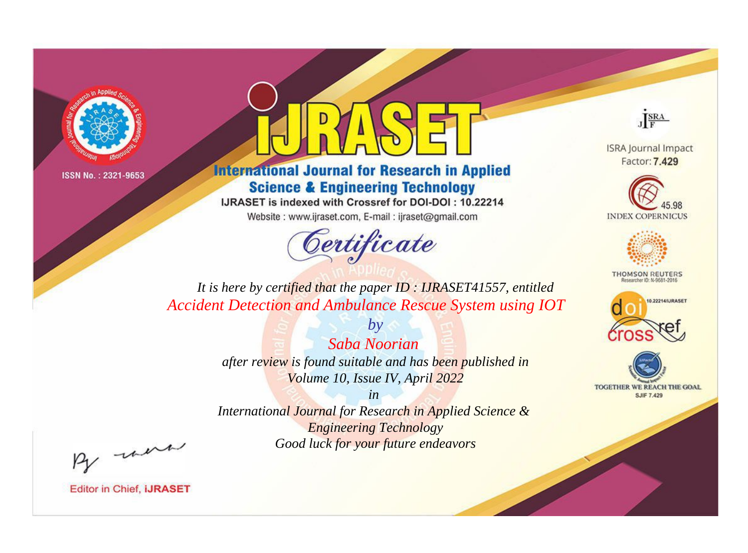ISSN No. : 2321-9653

# IJRASET

## International Journal for Research in Applied Science & Engineering Technology

IJRASET is indexed with Crossref for DOI-DOI : 10.22214

Website : www.ijraset.com, E-mail : ijraset@gmail.com

*Certificate*

*It is here by certified that the paper ID : IJRASET41557, entitled*

*Accident Detection and Ambulance Rescue System using IOT*

*by*

*Saba Noorian*

*after review is found suitable and has been published in*

*Volume 10, Issue IV, April 2022*

*in*

*International Journal for Research in Applied Science & Engineering Technology*

*Good luck for your future endeavors*

ISRA Journal Impact Factor: **7.429**

45.98 INDEX COPERNICUS

THOMSON REUTERS Researcher ID: N-9681-2016

10.22214/IJRASET

TOGETHER WE REACH THE GOAL SJIF 7.429

Editor in Chief, **iJRASET**